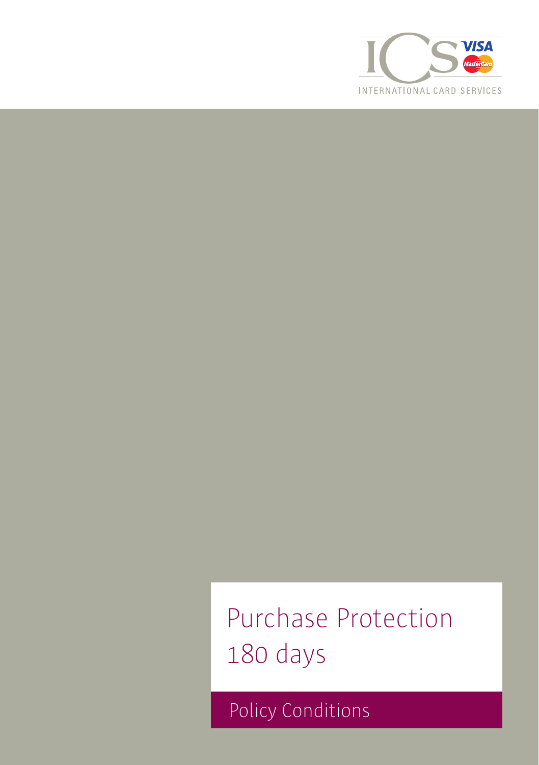ICS INTERNATIONAL CARD SERVICES

VISA MasterCard

# Purchase Protection 180 days

## Policy Conditions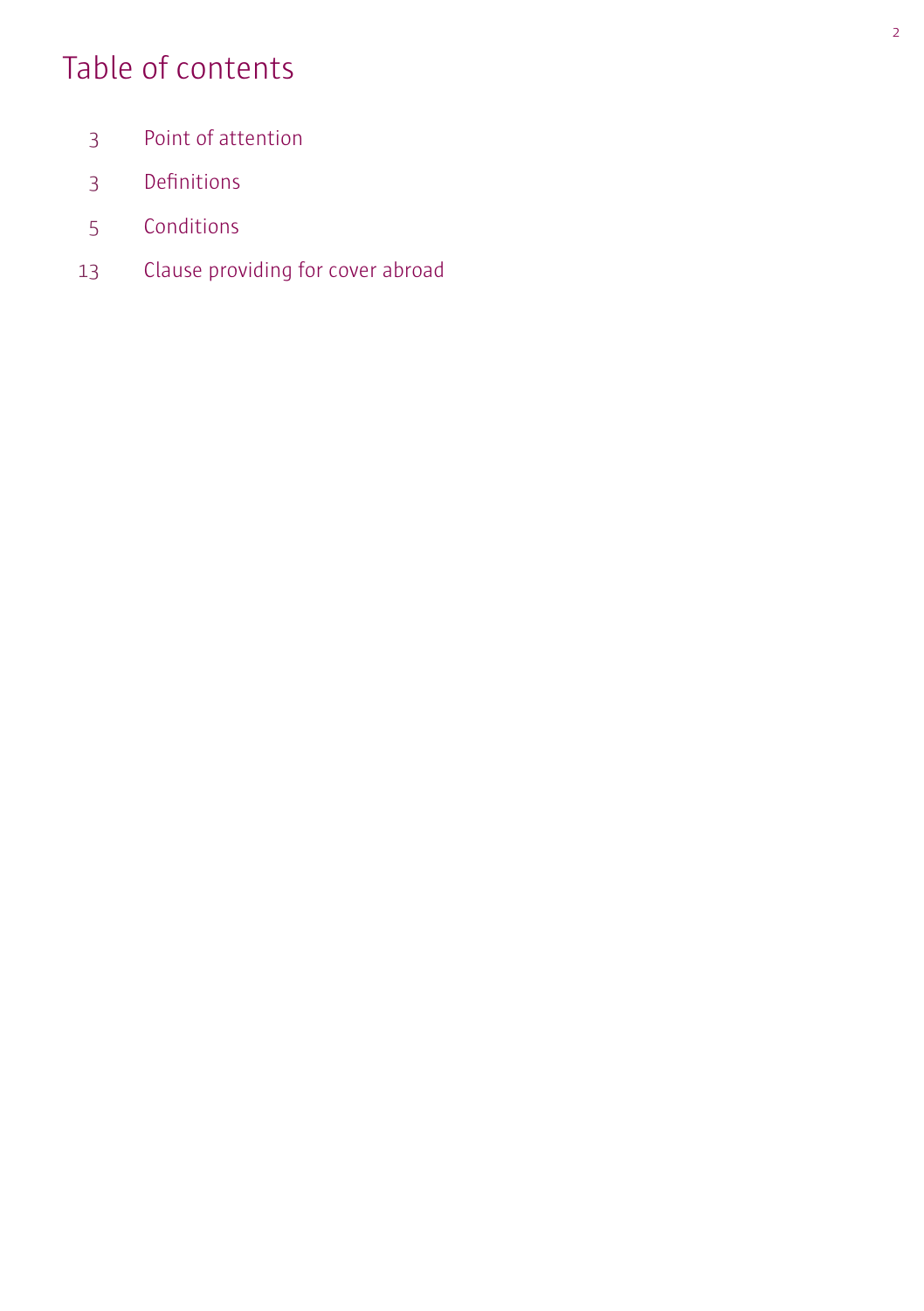# Table of contents

| | |
|---|---|
| 3 | Point of attention |
| 3 | Definitions |
| 5 | Conditions |
| 13 | Clause providing for cover abroad |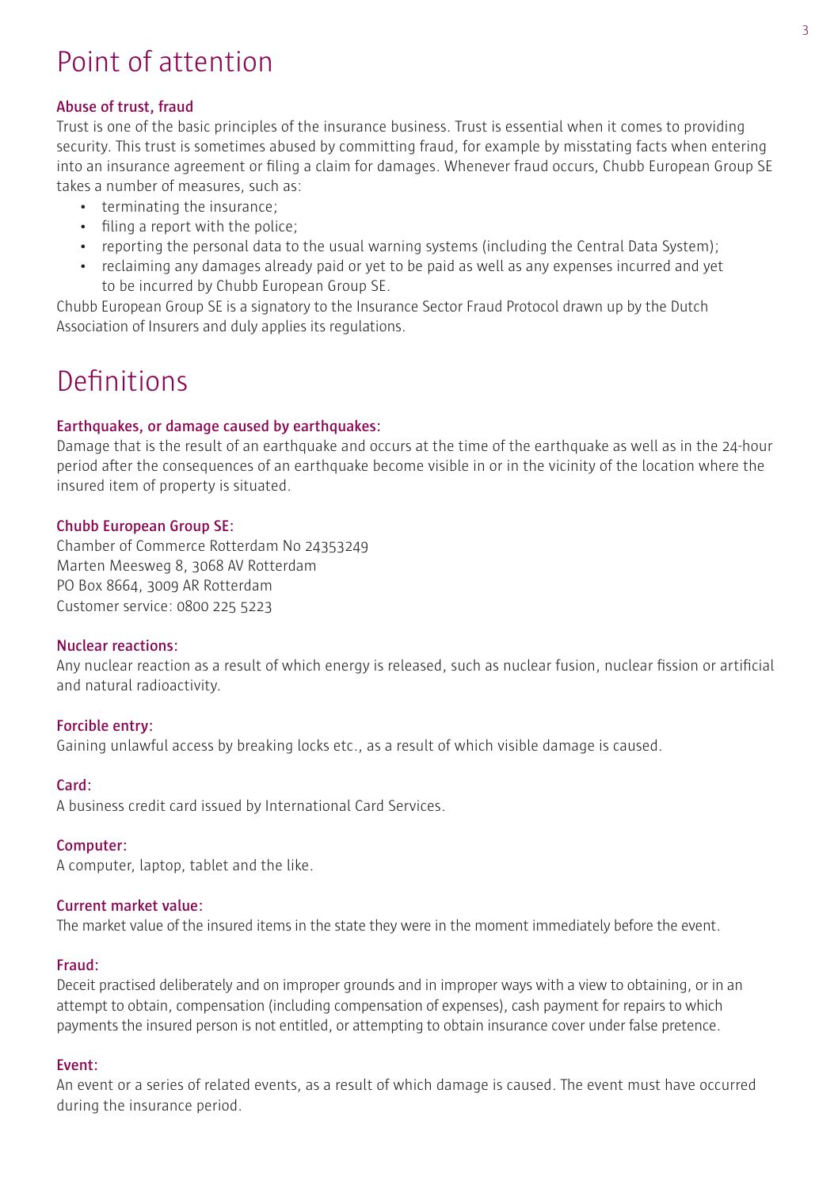# Point of attention

### Abuse of trust, fraud

Trust is one of the basic principles of the insurance business. Trust is essential when it comes to providing security. This trust is sometimes abused by committing fraud, for example by misstating facts when entering into an insurance agreement or filing a claim for damages. Whenever fraud occurs, Chubb European Group SE takes a number of measures, such as:

- terminating the insurance;
- filing a report with the police;
- reporting the personal data to the usual warning systems (including the Central Data System);
- reclaiming any damages already paid or yet to be paid as well as any expenses incurred and yet to be incurred by Chubb European Group SE.

Chubb European Group SE is a signatory to the Insurance Sector Fraud Protocol drawn up by the Dutch Association of Insurers and duly applies its regulations.

# Definitions

### Earthquakes, or damage caused by earthquakes:

Damage that is the result of an earthquake and occurs at the time of the earthquake as well as in the 24-hour period after the consequences of an earthquake become visible in or in the vicinity of the location where the insured item of property is situated.

### Chubb European Group SE:

Chamber of Commerce Rotterdam No 24353249
Marten Meesweg 8, 3068 AV Rotterdam
PO Box 8664, 3009 AR Rotterdam
Customer service: 0800 225 5223

### Nuclear reactions:

Any nuclear reaction as a result of which energy is released, such as nuclear fusion, nuclear fission or artificial and natural radioactivity.

### Forcible entry:

Gaining unlawful access by breaking locks etc., as a result of which visible damage is caused.

### Card:

A business credit card issued by International Card Services.

### Computer:

A computer, laptop, tablet and the like.

### Current market value:

The market value of the insured items in the state they were in the moment immediately before the event.

### Fraud:

Deceit practised deliberately and on improper grounds and in improper ways with a view to obtaining, or in an attempt to obtain, compensation (including compensation of expenses), cash payment for repairs to which payments the insured person is not entitled, or attempting to obtain insurance cover under false pretence.

### Event:

An event or a series of related events, as a result of which damage is caused. The event must have occurred during the insurance period.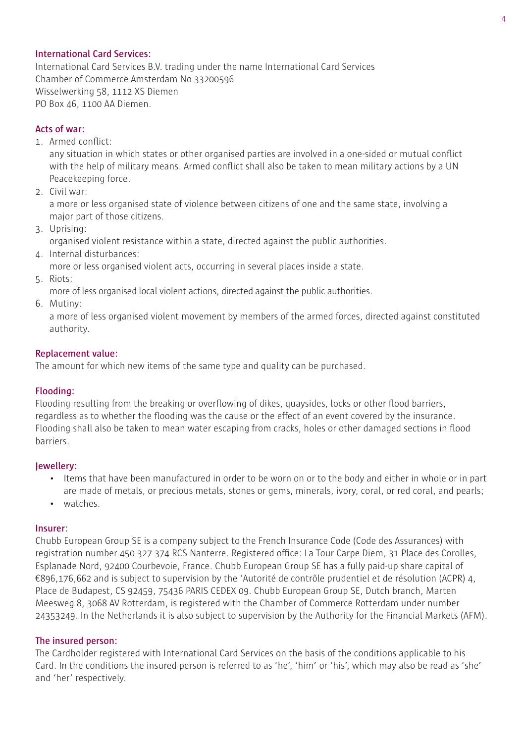### International Card Services:

International Card Services B.V. trading under the name International Card Services
Chamber of Commerce Amsterdam No 33200596
Wisselwerking 58, 1112 XS Diemen
PO Box 46, 1100 AA Diemen.

### Acts of war:

1. Armed conflict:
   any situation in which states or other organised parties are involved in a one-sided or mutual conflict with the help of military means. Armed conflict shall also be taken to mean military actions by a UN Peacekeeping force.
2. Civil war:
   a more or less organised state of violence between citizens of one and the same state, involving a major part of those citizens.
3. Uprising:
   organised violent resistance within a state, directed against the public authorities.
4. Internal disturbances:
   more or less organised violent acts, occurring in several places inside a state.
5. Riots:
   more of less organised local violent actions, directed against the public authorities.
6. Mutiny:
   a more of less organised violent movement by members of the armed forces, directed against constituted authority.

### Replacement value:

The amount for which new items of the same type and quality can be purchased.

### Flooding:

Flooding resulting from the breaking or overflowing of dikes, quaysides, locks or other flood barriers, regardless as to whether the flooding was the cause or the effect of an event covered by the insurance. Flooding shall also be taken to mean water escaping from cracks, holes or other damaged sections in flood barriers.

### Jewellery:

- Items that have been manufactured in order to be worn on or to the body and either in whole or in part are made of metals, or precious metals, stones or gems, minerals, ivory, coral, or red coral, and pearls;
- watches.

### Insurer:

Chubb European Group SE is a company subject to the French Insurance Code (Code des Assurances) with registration number 450 327 374 RCS Nanterre. Registered office: La Tour Carpe Diem, 31 Place des Corolles, Esplanade Nord, 92400 Courbevoie, France. Chubb European Group SE has a fully paid-up share capital of €896,176,662 and is subject to supervision by the 'Autorité de contrôle prudentiel et de résolution (ACPR) 4, Place de Budapest, CS 92459, 75436 PARIS CEDEX 09. Chubb European Group SE, Dutch branch, Marten Meesweg 8, 3068 AV Rotterdam, is registered with the Chamber of Commerce Rotterdam under number 24353249. In the Netherlands it is also subject to supervision by the Authority for the Financial Markets (AFM).

### The insured person:

The Cardholder registered with International Card Services on the basis of the conditions applicable to his Card. In the conditions the insured person is referred to as 'he', 'him' or 'his', which may also be read as 'she' and 'her' respectively.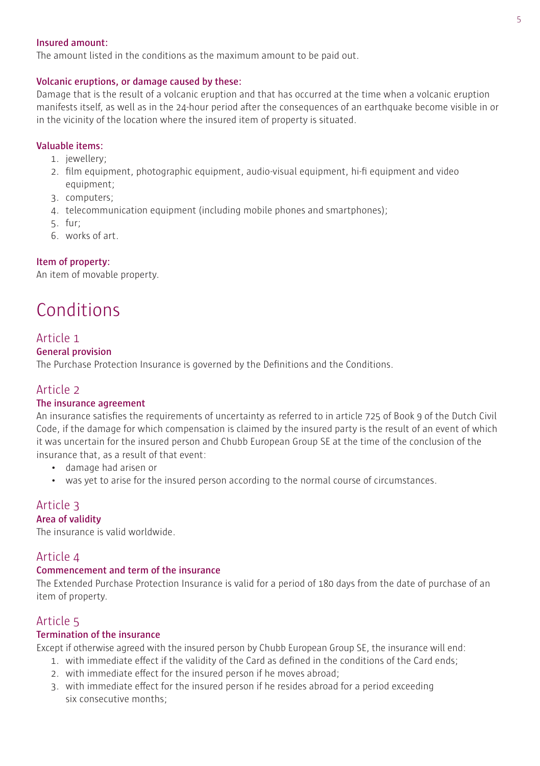**Insured amount:**
The amount listed in the conditions as the maximum amount to be paid out.

**Volcanic eruptions, or damage caused by these:**
Damage that is the result of a volcanic eruption and that has occurred at the time when a volcanic eruption manifests itself, as well as in the 24-hour period after the consequences of an earthquake become visible in or in the vicinity of the location where the insured item of property is situated.

**Valuable items:**

1. jewellery;
2. film equipment, photographic equipment, audio-visual equipment, hi-fi equipment and video equipment;
3. computers;
4. telecommunication equipment (including mobile phones and smartphones);
5. fur;
6. works of art.

**Item of property:**
An item of movable property.

# Conditions

## Article 1

### General provision

The Purchase Protection Insurance is governed by the Definitions and the Conditions.

## Article 2

### The insurance agreement

An insurance satisfies the requirements of uncertainty as referred to in article 725 of Book 9 of the Dutch Civil Code, if the damage for which compensation is claimed by the insured party is the result of an event of which it was uncertain for the insured person and Chubb European Group SE at the time of the conclusion of the insurance that, as a result of that event:

- damage had arisen or
- was yet to arise for the insured person according to the normal course of circumstances.

## Article 3

### Area of validity

The insurance is valid worldwide.

## Article 4

### Commencement and term of the insurance

The Extended Purchase Protection Insurance is valid for a period of 180 days from the date of purchase of an item of property.

## Article 5

### Termination of the insurance

Except if otherwise agreed with the insured person by Chubb European Group SE, the insurance will end:

1. with immediate effect if the validity of the Card as defined in the conditions of the Card ends;
2. with immediate effect for the insured person if he moves abroad;
3. with immediate effect for the insured person if he resides abroad for a period exceeding six consecutive months;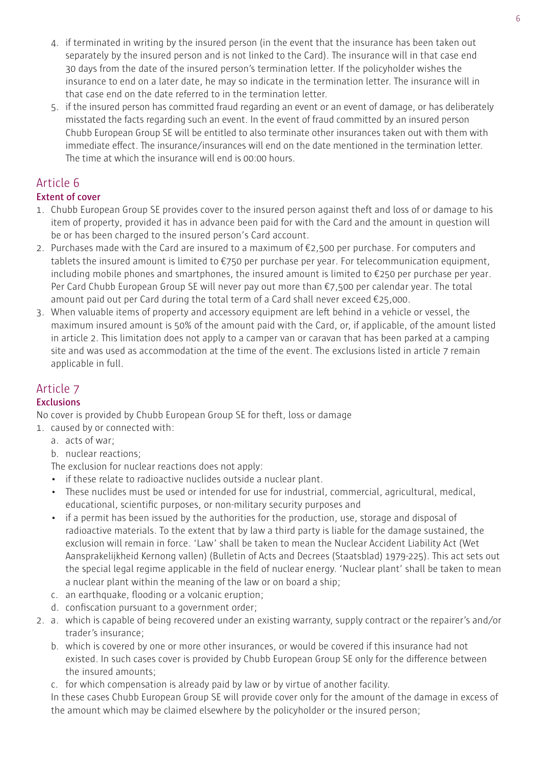4. if terminated in writing by the insured person (in the event that the insurance has been taken out separately by the insured person and is not linked to the Card). The insurance will in that case end 30 days from the date of the insured person's termination letter. If the policyholder wishes the insurance to end on a later date, he may so indicate in the termination letter. The insurance will in that case end on the date referred to in the termination letter.
5. if the insured person has committed fraud regarding an event or an event of damage, or has deliberately misstated the facts regarding such an event. In the event of fraud committed by an insured person Chubb European Group SE will be entitled to also terminate other insurances taken out with them with immediate effect. The insurance/insurances will end on the date mentioned in the termination letter. The time at which the insurance will end is 00:00 hours.

## Article 6

### Extent of cover

1. Chubb European Group SE provides cover to the insured person against theft and loss of or damage to his item of property, provided it has in advance been paid for with the Card and the amount in question will be or has been charged to the insured person's Card account.
2. Purchases made with the Card are insured to a maximum of €2,500 per purchase. For computers and tablets the insured amount is limited to €750 per purchase per year. For telecommunication equipment, including mobile phones and smartphones, the insured amount is limited to €250 per purchase per year. Per Card Chubb European Group SE will never pay out more than €7,500 per calendar year. The total amount paid out per Card during the total term of a Card shall never exceed €25,000.
3. When valuable items of property and accessory equipment are left behind in a vehicle or vessel, the maximum insured amount is 50% of the amount paid with the Card, or, if applicable, of the amount listed in article 2. This limitation does not apply to a camper van or caravan that has been parked at a camping site and was used as accommodation at the time of the event. The exclusions listed in article 7 remain applicable in full.

## Article 7

### Exclusions

No cover is provided by Chubb European Group SE for theft, loss or damage

1. caused by or connected with:
   a. acts of war;
   b. nuclear reactions;
   
   The exclusion for nuclear reactions does not apply:
   - if these relate to radioactive nuclides outside a nuclear plant.
   - These nuclides must be used or intended for use for industrial, commercial, agricultural, medical, educational, scientific purposes, or non-military security purposes and
   - if a permit has been issued by the authorities for the production, use, storage and disposal of radioactive materials. To the extent that by law a third party is liable for the damage sustained, the exclusion will remain in force. 'Law' shall be taken to mean the Nuclear Accident Liability Act (Wet Aansprakelijkheid Kernong vallen) (Bulletin of Acts and Decrees (Staatsblad) 1979-225). This act sets out the special legal regime applicable in the field of nuclear energy. 'Nuclear plant' shall be taken to mean a nuclear plant within the meaning of the law or on board a ship;
   
   c. an earthquake, flooding or a volcanic eruption;
   d. confiscation pursuant to a government order;
2. a. which is capable of being recovered under an existing warranty, supply contract or the repairer's and/or trader's insurance;
   b. which is covered by one or more other insurances, or would be covered if this insurance had not existed. In such cases cover is provided by Chubb European Group SE only for the difference between the insured amounts;
   c. for which compensation is already paid by law or by virtue of another facility.
   
   In these cases Chubb European Group SE will provide cover only for the amount of the damage in excess of the amount which may be claimed elsewhere by the policyholder or the insured person;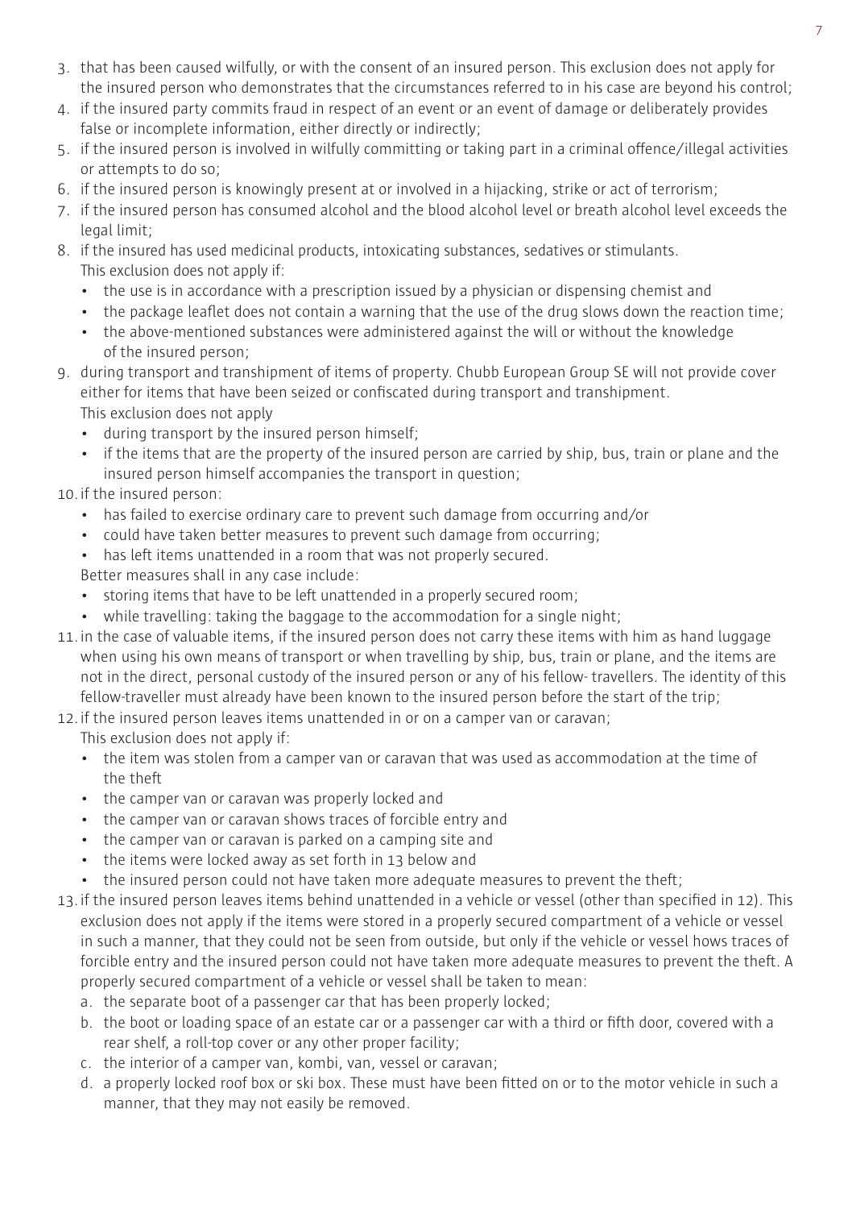3. that has been caused wilfully, or with the consent of an insured person. This exclusion does not apply for the insured person who demonstrates that the circumstances referred to in his case are beyond his control;
4. if the insured party commits fraud in respect of an event or an event of damage or deliberately provides false or incomplete information, either directly or indirectly;
5. if the insured person is involved in wilfully committing or taking part in a criminal offence/illegal activities or attempts to do so;
6. if the insured person is knowingly present at or involved in a hijacking, strike or act of terrorism;
7. if the insured person has consumed alcohol and the blood alcohol level or breath alcohol level exceeds the legal limit;
8. if the insured has used medicinal products, intoxicating substances, sedatives or stimulants.
   This exclusion does not apply if:
   - the use is in accordance with a prescription issued by a physician or dispensing chemist and
   - the package leaflet does not contain a warning that the use of the drug slows down the reaction time;
   - the above-mentioned substances were administered against the will or without the knowledge of the insured person;
9. during transport and transhipment of items of property. Chubb European Group SE will not provide cover either for items that have been seized or confiscated during transport and transhipment.
   This exclusion does not apply
   - during transport by the insured person himself;
   - if the items that are the property of the insured person are carried by ship, bus, train or plane and the insured person himself accompanies the transport in question;
10. if the insured person:
    - has failed to exercise ordinary care to prevent such damage from occurring and/or
    - could have taken better measures to prevent such damage from occurring;
    - has left items unattended in a room that was not properly secured.

    Better measures shall in any case include:
    - storing items that have to be left unattended in a properly secured room;
    - while travelling: taking the baggage to the accommodation for a single night;
11. in the case of valuable items, if the insured person does not carry these items with him as hand luggage when using his own means of transport or when travelling by ship, bus, train or plane, and the items are not in the direct, personal custody of the insured person or any of his fellow- travellers. The identity of this fellow-traveller must already have been known to the insured person before the start of the trip;
12. if the insured person leaves items unattended in or on a camper van or caravan;
    This exclusion does not apply if:
    - the item was stolen from a camper van or caravan that was used as accommodation at the time of the theft
    - the camper van or caravan was properly locked and
    - the camper van or caravan shows traces of forcible entry and
    - the camper van or caravan is parked on a camping site and
    - the items were locked away as set forth in 13 below and
    - the insured person could not have taken more adequate measures to prevent the theft;
13. if the insured person leaves items behind unattended in a vehicle or vessel (other than specified in 12). This exclusion does not apply if the items were stored in a properly secured compartment of a vehicle or vessel in such a manner, that they could not be seen from outside, but only if the vehicle or vessel hows traces of forcible entry and the insured person could not have taken more adequate measures to prevent the theft. A properly secured compartment of a vehicle or vessel shall be taken to mean:
    a. the separate boot of a passenger car that has been properly locked;
    b. the boot or loading space of an estate car or a passenger car with a third or fifth door, covered with a rear shelf, a roll-top cover or any other proper facility;
    c. the interior of a camper van, kombi, van, vessel or caravan;
    d. a properly locked roof box or ski box. These must have been fitted on or to the motor vehicle in such a manner, that they may not easily be removed.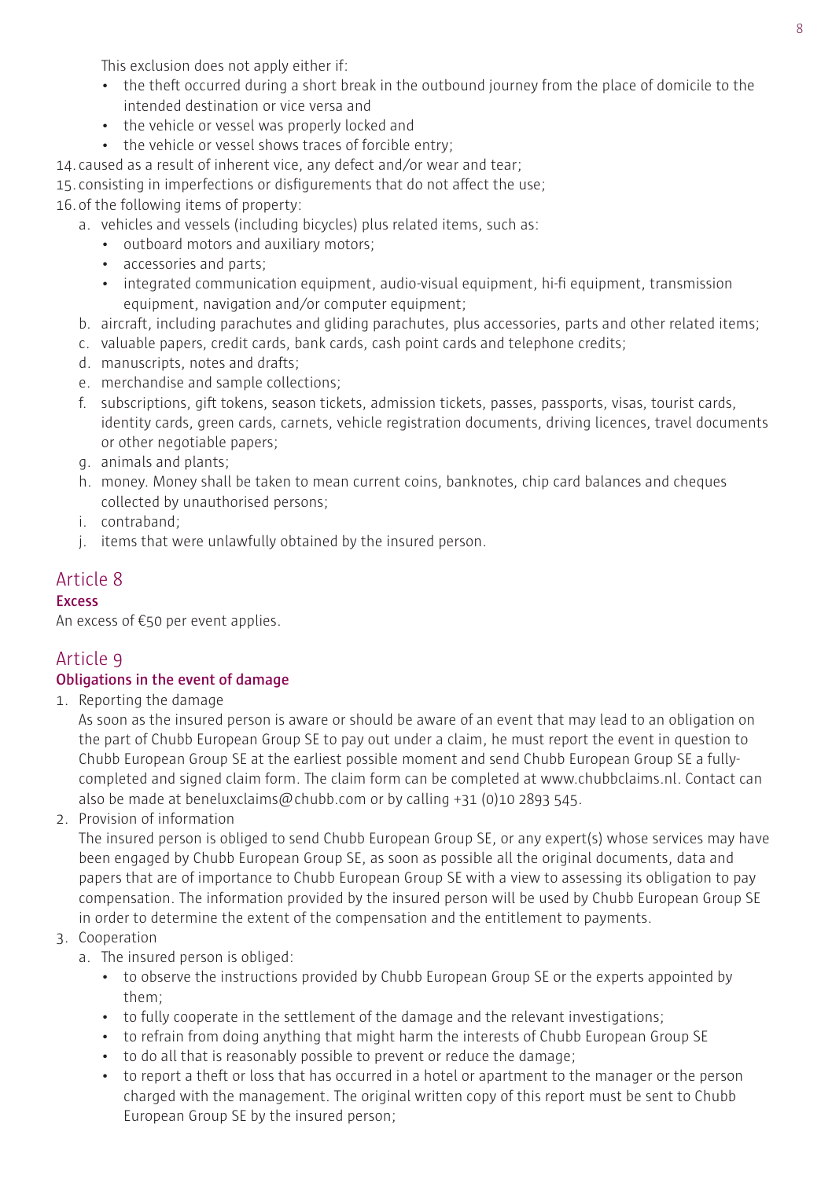This exclusion does not apply either if:

- the theft occurred during a short break in the outbound journey from the place of domicile to the intended destination or vice versa and
- the vehicle or vessel was properly locked and
- the vehicle or vessel shows traces of forcible entry;

14. caused as a result of inherent vice, any defect and/or wear and tear;
15. consisting in imperfections or disfigurements that do not affect the use;
16. of the following items of property:
    a. vehicles and vessels (including bicycles) plus related items, such as:
       - outboard motors and auxiliary motors;
       - accessories and parts;
       - integrated communication equipment, audio-visual equipment, hi-fi equipment, transmission equipment, navigation and/or computer equipment;
    b. aircraft, including parachutes and gliding parachutes, plus accessories, parts and other related items;
    c. valuable papers, credit cards, bank cards, cash point cards and telephone credits;
    d. manuscripts, notes and drafts;
    e. merchandise and sample collections;
    f. subscriptions, gift tokens, season tickets, admission tickets, passes, passports, visas, tourist cards, identity cards, green cards, carnets, vehicle registration documents, driving licences, travel documents or other negotiable papers;
    g. animals and plants;
    h. money. Money shall be taken to mean current coins, banknotes, chip card balances and cheques collected by unauthorised persons;
    i. contraband;
    j. items that were unlawfully obtained by the insured person.

## Article 8

### Excess

An excess of €50 per event applies.

## Article 9

### Obligations in the event of damage

1. Reporting the damage
   As soon as the insured person is aware or should be aware of an event that may lead to an obligation on the part of Chubb European Group SE to pay out under a claim, he must report the event in question to Chubb European Group SE at the earliest possible moment and send Chubb European Group SE a fully-completed and signed claim form. The claim form can be completed at www.chubbclaims.nl. Contact can also be made at beneluxclaims@chubb.com or by calling +31 (0)10 2893 545.
2. Provision of information
   The insured person is obliged to send Chubb European Group SE, or any expert(s) whose services may have been engaged by Chubb European Group SE, as soon as possible all the original documents, data and papers that are of importance to Chubb European Group SE with a view to assessing its obligation to pay compensation. The information provided by the insured person will be used by Chubb European Group SE in order to determine the extent of the compensation and the entitlement to payments.
3. Cooperation
   a. The insured person is obliged:
      - to observe the instructions provided by Chubb European Group SE or the experts appointed by them;
      - to fully cooperate in the settlement of the damage and the relevant investigations;
      - to refrain from doing anything that might harm the interests of Chubb European Group SE
      - to do all that is reasonably possible to prevent or reduce the damage;
      - to report a theft or loss that has occurred in a hotel or apartment to the manager or the person charged with the management. The original written copy of this report must be sent to Chubb European Group SE by the insured person;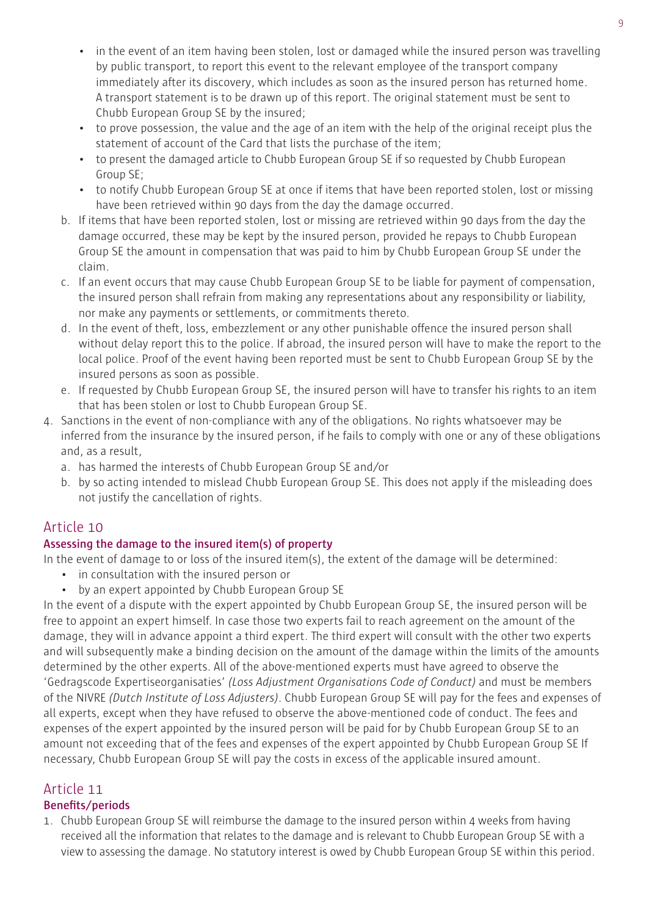- in the event of an item having been stolen, lost or damaged while the insured person was travelling by public transport, to report this event to the relevant employee of the transport company immediately after its discovery, which includes as soon as the insured person has returned home. A transport statement is to be drawn up of this report. The original statement must be sent to Chubb European Group SE by the insured;
- to prove possession, the value and the age of an item with the help of the original receipt plus the statement of account of the Card that lists the purchase of the item;
- to present the damaged article to Chubb European Group SE if so requested by Chubb European Group SE;
- to notify Chubb European Group SE at once if items that have been reported stolen, lost or missing have been retrieved within 90 days from the day the damage occurred.

b. If items that have been reported stolen, lost or missing are retrieved within 90 days from the day the damage occurred, these may be kept by the insured person, provided he repays to Chubb European Group SE the amount in compensation that was paid to him by Chubb European Group SE under the claim.

c. If an event occurs that may cause Chubb European Group SE to be liable for payment of compensation, the insured person shall refrain from making any representations about any responsibility or liability, nor make any payments or settlements, or commitments thereto.

d. In the event of theft, loss, embezzlement or any other punishable offence the insured person shall without delay report this to the police. If abroad, the insured person will have to make the report to the local police. Proof of the event having been reported must be sent to Chubb European Group SE by the insured persons as soon as possible.

e. If requested by Chubb European Group SE, the insured person will have to transfer his rights to an item that has been stolen or lost to Chubb European Group SE.

4. Sanctions in the event of non-compliance with any of the obligations. No rights whatsoever may be inferred from the insurance by the insured person, if he fails to comply with one or any of these obligations and, as a result,
   a. has harmed the interests of Chubb European Group SE and/or
   b. by so acting intended to mislead Chubb European Group SE. This does not apply if the misleading does not justify the cancellation of rights.

## Article 10

### Assessing the damage to the insured item(s) of property

In the event of damage to or loss of the insured item(s), the extent of the damage will be determined:

- in consultation with the insured person or
- by an expert appointed by Chubb European Group SE

In the event of a dispute with the expert appointed by Chubb European Group SE, the insured person will be free to appoint an expert himself. In case those two experts fail to reach agreement on the amount of the damage, they will in advance appoint a third expert. The third expert will consult with the other two experts and will subsequently make a binding decision on the amount of the damage within the limits of the amounts determined by the other experts. All of the above-mentioned experts must have agreed to observe the 'Gedragscode Expertiseorganisaties' *(Loss Adjustment Organisations Code of Conduct)* and must be members of the NIVRE *(Dutch Institute of Loss Adjusters)*. Chubb European Group SE will pay for the fees and expenses of all experts, except when they have refused to observe the above-mentioned code of conduct. The fees and expenses of the expert appointed by the insured person will be paid for by Chubb European Group SE to an amount not exceeding that of the fees and expenses of the expert appointed by Chubb European Group SE If necessary, Chubb European Group SE will pay the costs in excess of the applicable insured amount.

## Article 11

### Benefits/periods

1. Chubb European Group SE will reimburse the damage to the insured person within 4 weeks from having received all the information that relates to the damage and is relevant to Chubb European Group SE with a view to assessing the damage. No statutory interest is owed by Chubb European Group SE within this period.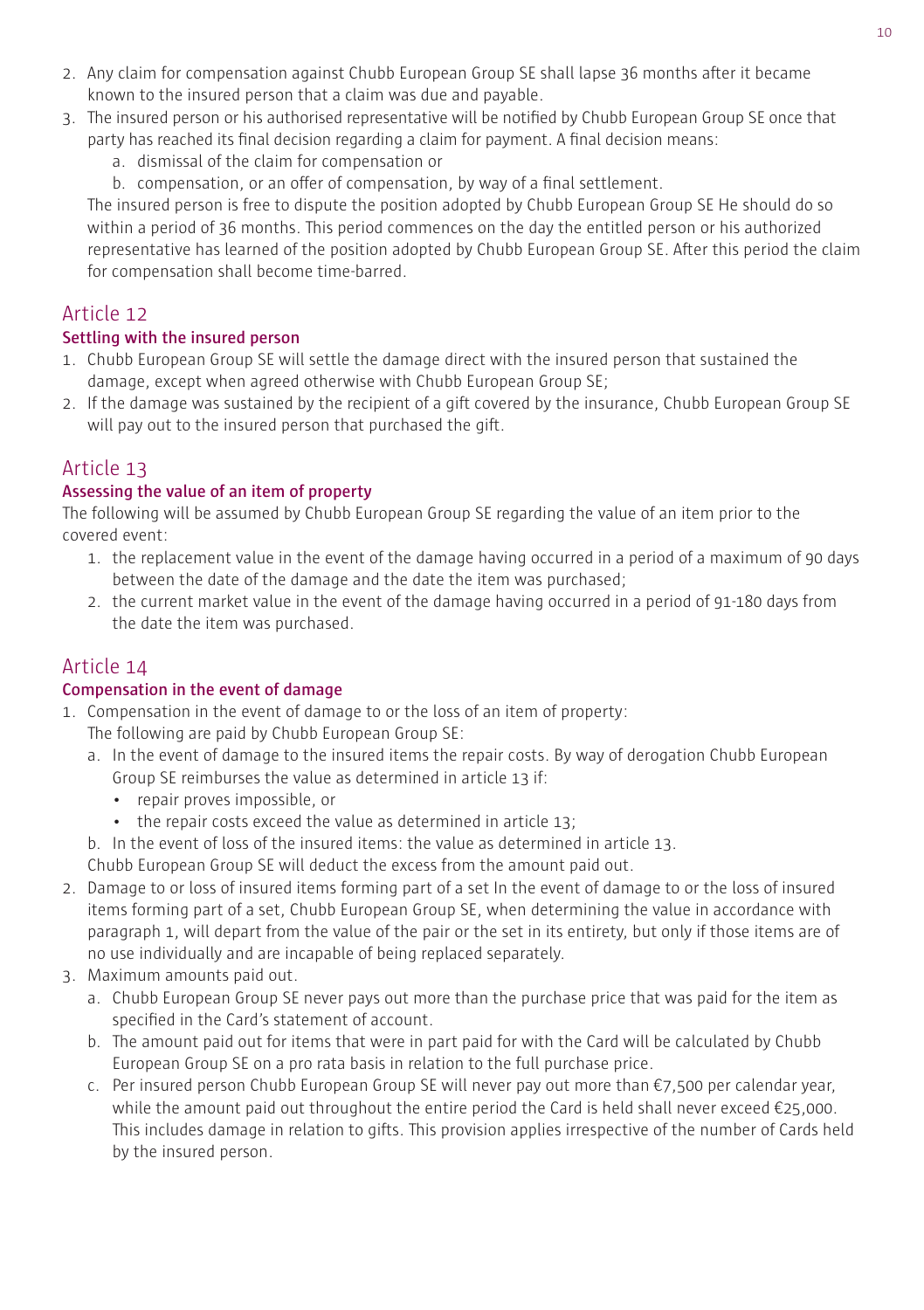2. Any claim for compensation against Chubb European Group SE shall lapse 36 months after it became known to the insured person that a claim was due and payable.
3. The insured person or his authorised representative will be notified by Chubb European Group SE once that party has reached its final decision regarding a claim for payment. A final decision means:
   a. dismissal of the claim for compensation or
   b. compensation, or an offer of compensation, by way of a final settlement.

   The insured person is free to dispute the position adopted by Chubb European Group SE He should do so within a period of 36 months. This period commences on the day the entitled person or his authorized representative has learned of the position adopted by Chubb European Group SE. After this period the claim for compensation shall become time-barred.

## Article 12

### Settling with the insured person

1. Chubb European Group SE will settle the damage direct with the insured person that sustained the damage, except when agreed otherwise with Chubb European Group SE;
2. If the damage was sustained by the recipient of a gift covered by the insurance, Chubb European Group SE will pay out to the insured person that purchased the gift.

## Article 13

### Assessing the value of an item of property

The following will be assumed by Chubb European Group SE regarding the value of an item prior to the covered event:

1. the replacement value in the event of the damage having occurred in a period of a maximum of 90 days between the date of the damage and the date the item was purchased;
2. the current market value in the event of the damage having occurred in a period of 91-180 days from the date the item was purchased.

## Article 14

### Compensation in the event of damage

1. Compensation in the event of damage to or the loss of an item of property:
   The following are paid by Chubb European Group SE:
   a. In the event of damage to the insured items the repair costs. By way of derogation Chubb European Group SE reimburses the value as determined in article 13 if:
      - repair proves impossible, or
      - the repair costs exceed the value as determined in article 13;
   b. In the event of loss of the insured items: the value as determined in article 13.

   Chubb European Group SE will deduct the excess from the amount paid out.
2. Damage to or loss of insured items forming part of a set In the event of damage to or the loss of insured items forming part of a set, Chubb European Group SE, when determining the value in accordance with paragraph 1, will depart from the value of the pair or the set in its entirety, but only if those items are of no use individually and are incapable of being replaced separately.
3. Maximum amounts paid out.
   a. Chubb European Group SE never pays out more than the purchase price that was paid for the item as specified in the Card's statement of account.
   b. The amount paid out for items that were in part paid for with the Card will be calculated by Chubb European Group SE on a pro rata basis in relation to the full purchase price.
   c. Per insured person Chubb European Group SE will never pay out more than €7,500 per calendar year, while the amount paid out throughout the entire period the Card is held shall never exceed €25,000. This includes damage in relation to gifts. This provision applies irrespective of the number of Cards held by the insured person.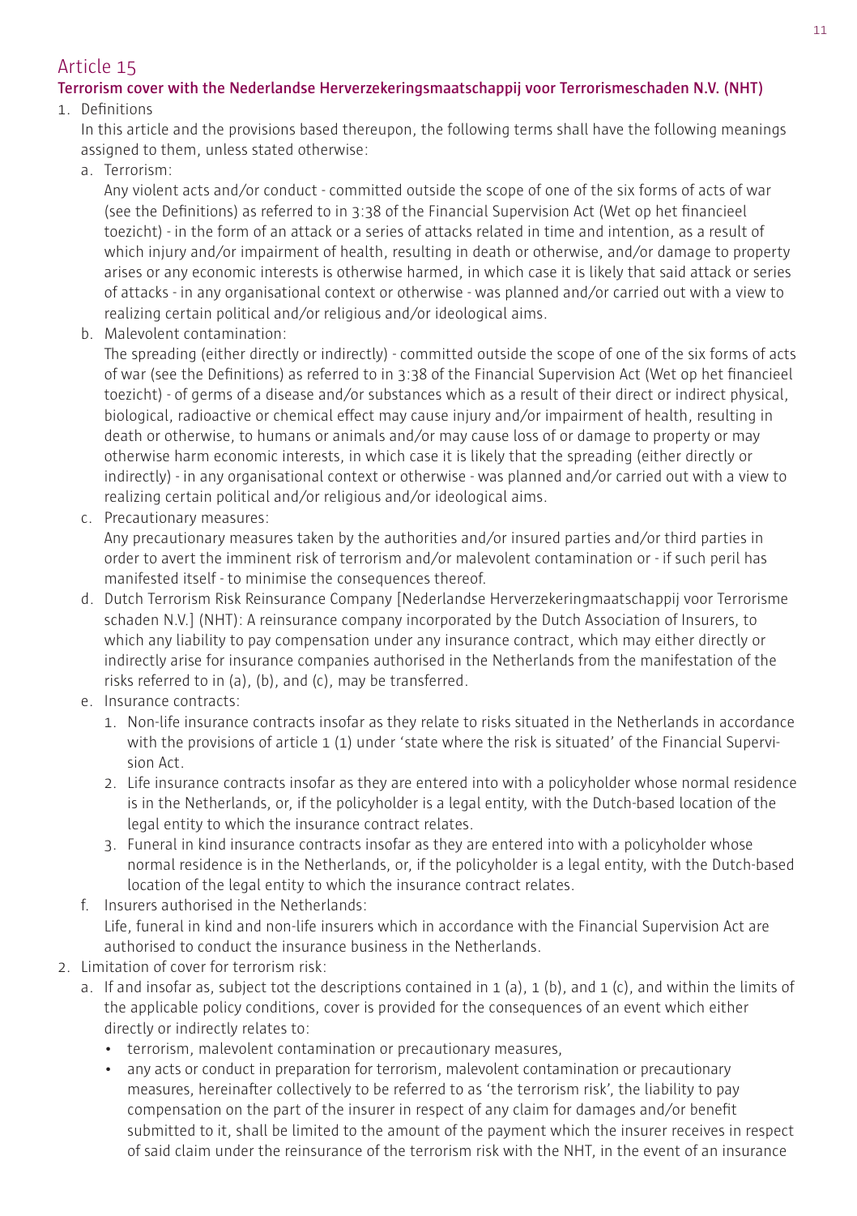# Article 15

### Terrorism cover with the Nederlandse Herverzekeringsmaatschappij voor Terrorismeschaden N.V. (NHT)

1. Definitions

   In this article and the provisions based thereupon, the following terms shall have the following meanings assigned to them, unless stated otherwise:

   a. Terrorism:

      Any violent acts and/or conduct - committed outside the scope of one of the six forms of acts of war (see the Definitions) as referred to in 3:38 of the Financial Supervision Act (Wet op het financieel toezicht) - in the form of an attack or a series of attacks related in time and intention, as a result of which injury and/or impairment of health, resulting in death or otherwise, and/or damage to property arises or any economic interests is otherwise harmed, in which case it is likely that said attack or series of attacks - in any organisational context or otherwise - was planned and/or carried out with a view to realizing certain political and/or religious and/or ideological aims.

   b. Malevolent contamination:

      The spreading (either directly or indirectly) - committed outside the scope of one of the six forms of acts of war (see the Definitions) as referred to in 3:38 of the Financial Supervision Act (Wet op het financieel toezicht) - of germs of a disease and/or substances which as a result of their direct or indirect physical, biological, radioactive or chemical effect may cause injury and/or impairment of health, resulting in death or otherwise, to humans or animals and/or may cause loss of or damage to property or may otherwise harm economic interests, in which case it is likely that the spreading (either directly or indirectly) - in any organisational context or otherwise - was planned and/or carried out with a view to realizing certain political and/or religious and/or ideological aims.

   c. Precautionary measures:

      Any precautionary measures taken by the authorities and/or insured parties and/or third parties in order to avert the imminent risk of terrorism and/or malevolent contamination or - if such peril has manifested itself - to minimise the consequences thereof.

   d. Dutch Terrorism Risk Reinsurance Company [Nederlandse Herverzekeringmaatschappij voor Terrorisme schaden N.V.] (NHT): A reinsurance company incorporated by the Dutch Association of Insurers, to which any liability to pay compensation under any insurance contract, which may either directly or indirectly arise for insurance companies authorised in the Netherlands from the manifestation of the risks referred to in (a), (b), and (c), may be transferred.

   e. Insurance contracts:

      1. Non-life insurance contracts insofar as they relate to risks situated in the Netherlands in accordance with the provisions of article 1 (1) under 'state where the risk is situated' of the Financial Supervision Act.
      2. Life insurance contracts insofar as they are entered into with a policyholder whose normal residence is in the Netherlands, or, if the policyholder is a legal entity, with the Dutch-based location of the legal entity to which the insurance contract relates.
      3. Funeral in kind insurance contracts insofar as they are entered into with a policyholder whose normal residence is in the Netherlands, or, if the policyholder is a legal entity, with the Dutch-based location of the legal entity to which the insurance contract relates.

   f. Insurers authorised in the Netherlands:

      Life, funeral in kind and non-life insurers which in accordance with the Financial Supervision Act are authorised to conduct the insurance business in the Netherlands.

2. Limitation of cover for terrorism risk:

   a. If and insofar as, subject tot the descriptions contained in 1 (a), 1 (b), and 1 (c), and within the limits of the applicable policy conditions, cover is provided for the consequences of an event which either directly or indirectly relates to:

      - terrorism, malevolent contamination or precautionary measures,
      - any acts or conduct in preparation for terrorism, malevolent contamination or precautionary measures, hereinafter collectively to be referred to as 'the terrorism risk', the liability to pay compensation on the part of the insurer in respect of any claim for damages and/or benefit submitted to it, shall be limited to the amount of the payment which the insurer receives in respect of said claim under the reinsurance of the terrorism risk with the NHT, in the event of an insurance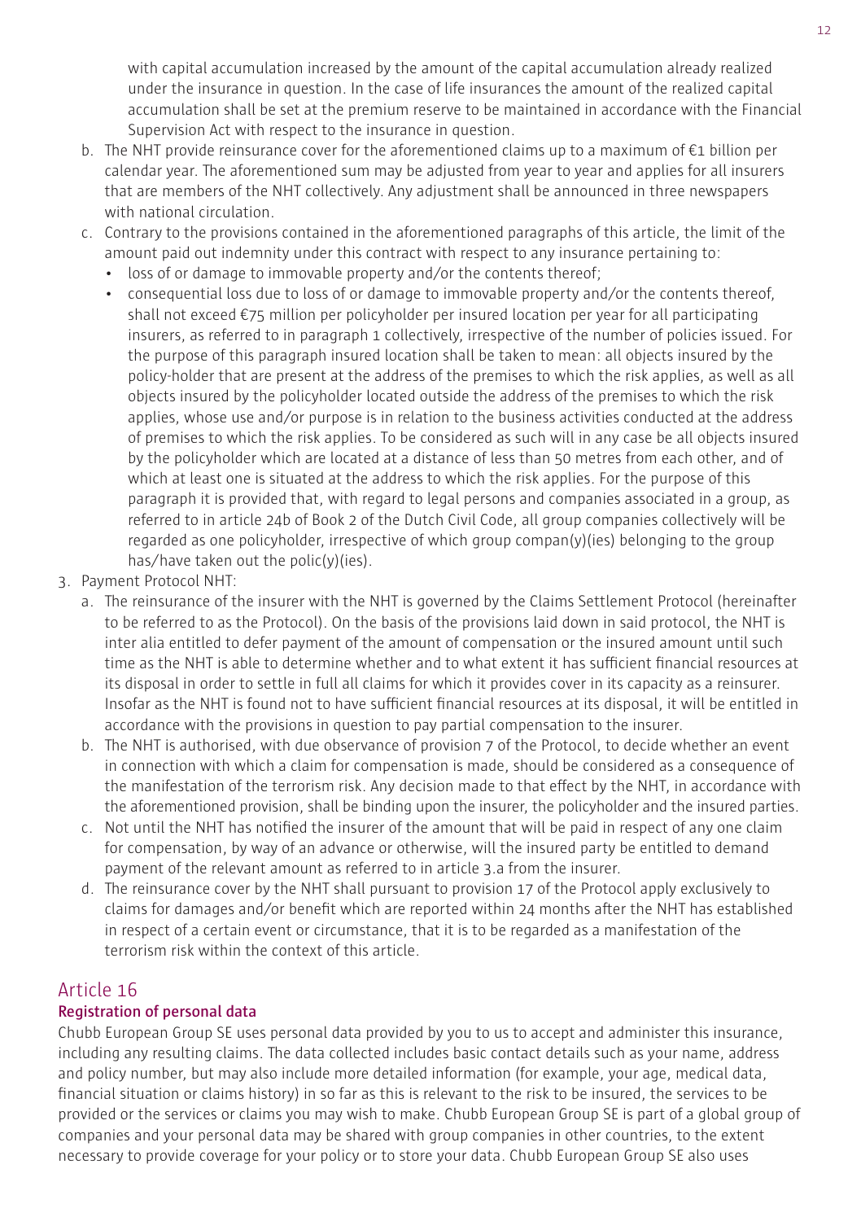with capital accumulation increased by the amount of the capital accumulation already realized under the insurance in question. In the case of life insurances the amount of the realized capital accumulation shall be set at the premium reserve to be maintained in accordance with the Financial Supervision Act with respect to the insurance in question.

b. The NHT provide reinsurance cover for the aforementioned claims up to a maximum of €1 billion per calendar year. The aforementioned sum may be adjusted from year to year and applies for all insurers that are members of the NHT collectively. Any adjustment shall be announced in three newspapers with national circulation.

c. Contrary to the provisions contained in the aforementioned paragraphs of this article, the limit of the amount paid out indemnity under this contract with respect to any insurance pertaining to:
   - loss of or damage to immovable property and/or the contents thereof;
   - consequential loss due to loss of or damage to immovable property and/or the contents thereof, shall not exceed €75 million per policyholder per insured location per year for all participating insurers, as referred to in paragraph 1 collectively, irrespective of the number of policies issued. For the purpose of this paragraph insured location shall be taken to mean: all objects insured by the policy-holder that are present at the address of the premises to which the risk applies, as well as all objects insured by the policyholder located outside the address of the premises to which the risk applies, whose use and/or purpose is in relation to the business activities conducted at the address of premises to which the risk applies. To be considered as such will in any case be all objects insured by the policyholder which are located at a distance of less than 50 metres from each other, and of which at least one is situated at the address to which the risk applies. For the purpose of this paragraph it is provided that, with regard to legal persons and companies associated in a group, as referred to in article 24b of Book 2 of the Dutch Civil Code, all group companies collectively will be regarded as one policyholder, irrespective of which group compan(y)(ies) belonging to the group has/have taken out the polic(y)(ies).

3. Payment Protocol NHT:
   a. The reinsurance of the insurer with the NHT is governed by the Claims Settlement Protocol (hereinafter to be referred to as the Protocol). On the basis of the provisions laid down in said protocol, the NHT is inter alia entitled to defer payment of the amount of compensation or the insured amount until such time as the NHT is able to determine whether and to what extent it has sufficient financial resources at its disposal in order to settle in full all claims for which it provides cover in its capacity as a reinsurer. Insofar as the NHT is found not to have sufficient financial resources at its disposal, it will be entitled in accordance with the provisions in question to pay partial compensation to the insurer.
   b. The NHT is authorised, with due observance of provision 7 of the Protocol, to decide whether an event in connection with which a claim for compensation is made, should be considered as a consequence of the manifestation of the terrorism risk. Any decision made to that effect by the NHT, in accordance with the aforementioned provision, shall be binding upon the insurer, the policyholder and the insured parties.
   c. Not until the NHT has notified the insurer of the amount that will be paid in respect of any one claim for compensation, by way of an advance or otherwise, will the insured party be entitled to demand payment of the relevant amount as referred to in article 3.a from the insurer.
   d. The reinsurance cover by the NHT shall pursuant to provision 17 of the Protocol apply exclusively to claims for damages and/or benefit which are reported within 24 months after the NHT has established in respect of a certain event or circumstance, that it is to be regarded as a manifestation of the terrorism risk within the context of this article.

## Article 16

### Registration of personal data

Chubb European Group SE uses personal data provided by you to us to accept and administer this insurance, including any resulting claims. The data collected includes basic contact details such as your name, address and policy number, but may also include more detailed information (for example, your age, medical data, financial situation or claims history) in so far as this is relevant to the risk to be insured, the services to be provided or the services or claims you may wish to make. Chubb European Group SE is part of a global group of companies and your personal data may be shared with group companies in other countries, to the extent necessary to provide coverage for your policy or to store your data. Chubb European Group SE also uses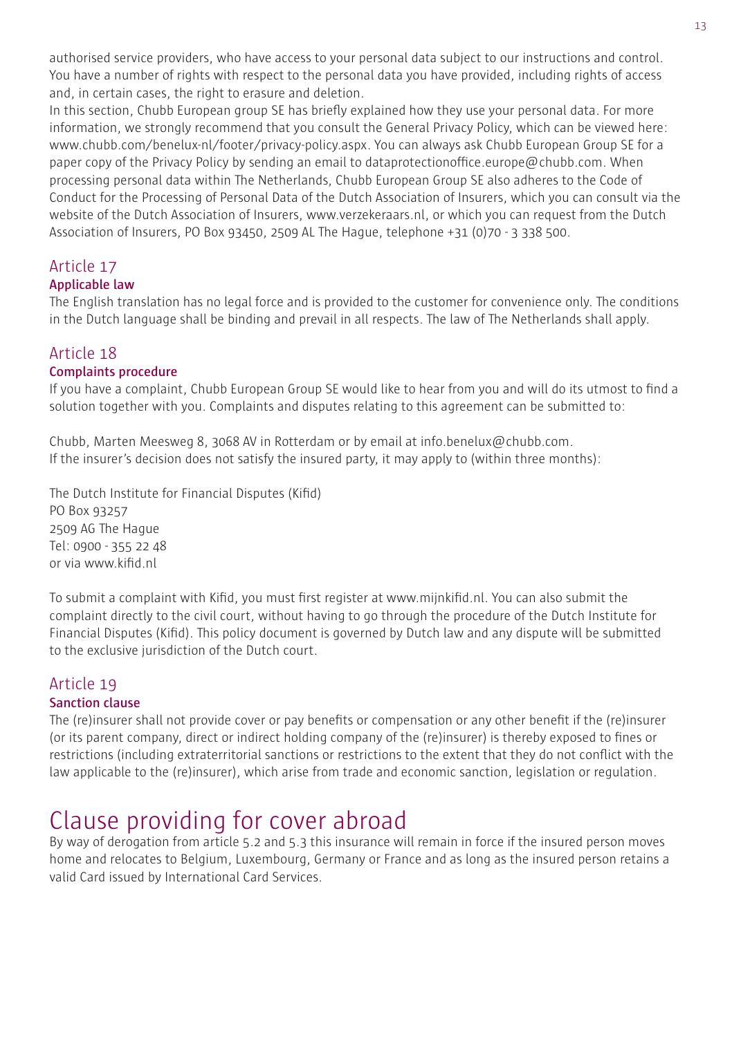authorised service providers, who have access to your personal data subject to our instructions and control. You have a number of rights with respect to the personal data you have provided, including rights of access and, in certain cases, the right to erasure and deletion.
In this section, Chubb European group SE has briefly explained how they use your personal data. For more information, we strongly recommend that you consult the General Privacy Policy, which can be viewed here: www.chubb.com/benelux-nl/footer/privacy-policy.aspx. You can always ask Chubb European Group SE for a paper copy of the Privacy Policy by sending an email to dataprotectionoffice.europe@chubb.com. When processing personal data within The Netherlands, Chubb European Group SE also adheres to the Code of Conduct for the Processing of Personal Data of the Dutch Association of Insurers, which you can consult via the website of the Dutch Association of Insurers, www.verzekeraars.nl, or which you can request from the Dutch Association of Insurers, PO Box 93450, 2509 AL The Hague, telephone +31 (0)70 - 3 338 500.

## Article 17
### Applicable law
The English translation has no legal force and is provided to the customer for convenience only. The conditions in the Dutch language shall be binding and prevail in all respects. The law of The Netherlands shall apply.

## Article 18
### Complaints procedure
If you have a complaint, Chubb European Group SE would like to hear from you and will do its utmost to find a solution together with you. Complaints and disputes relating to this agreement can be submitted to:

Chubb, Marten Meesweg 8, 3068 AV in Rotterdam or by email at info.benelux@chubb.com.
If the insurer's decision does not satisfy the insured party, it may apply to (within three months):

The Dutch Institute for Financial Disputes (Kifid)
PO Box 93257
2509 AG The Hague
Tel: 0900 - 355 22 48
or via www.kifid.nl

To submit a complaint with Kifid, you must first register at www.mijnkifid.nl. You can also submit the complaint directly to the civil court, without having to go through the procedure of the Dutch Institute for Financial Disputes (Kifid). This policy document is governed by Dutch law and any dispute will be submitted to the exclusive jurisdiction of the Dutch court.

## Article 19
### Sanction clause
The (re)insurer shall not provide cover or pay benefits or compensation or any other benefit if the (re)insurer (or its parent company, direct or indirect holding company of the (re)insurer) is thereby exposed to fines or restrictions (including extraterritorial sanctions or restrictions to the extent that they do not conflict with the law applicable to the (re)insurer), which arise from trade and economic sanction, legislation or regulation.

# Clause providing for cover abroad
By way of derogation from article 5.2 and 5.3 this insurance will remain in force if the insured person moves home and relocates to Belgium, Luxembourg, Germany or France and as long as the insured person retains a valid Card issued by International Card Services.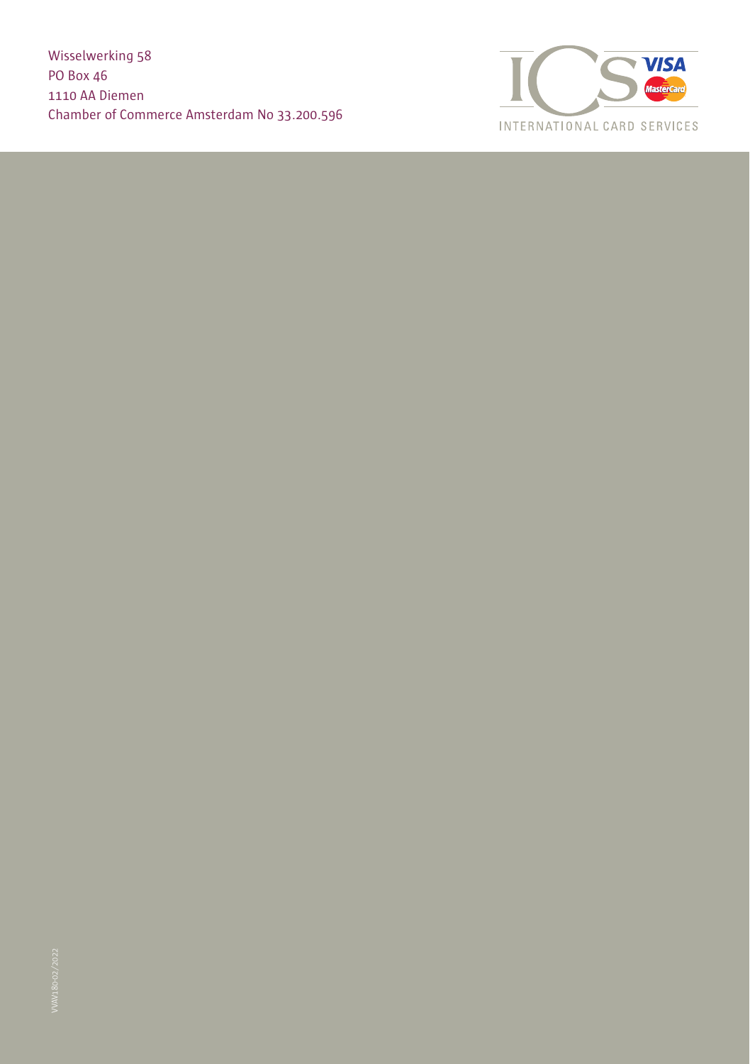Wisselwerking 58
PO Box 46
1110 AA Diemen
Chamber of Commerce Amsterdam No 33.200.596

INTERNATIONAL CARD SERVICES

VWV.180-02/2022